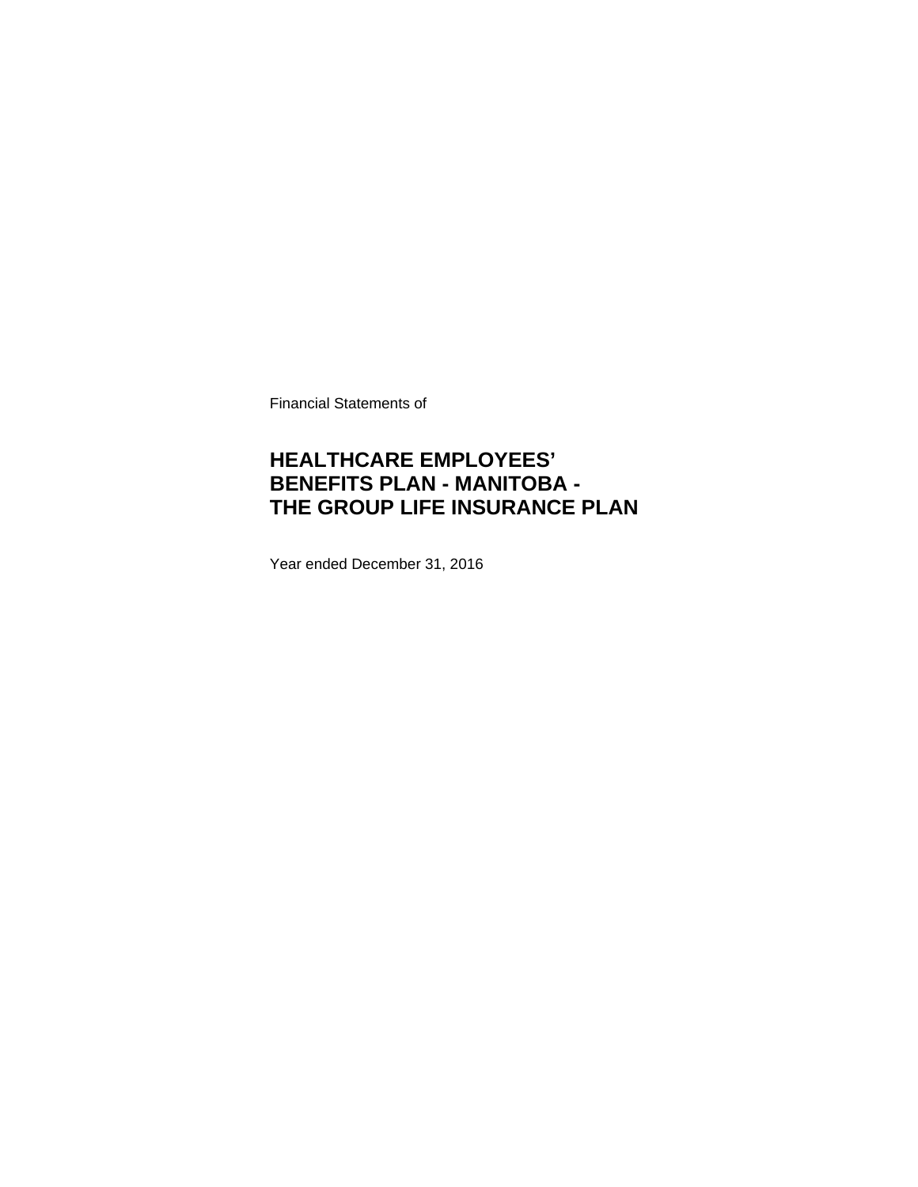Financial Statements of

# HEALTHCARE EMPLOYEES' BENEFITS PLAN - MANITOBA - THE GROUP LIFE INSURANCE PLAN

Year ended December 31, 2016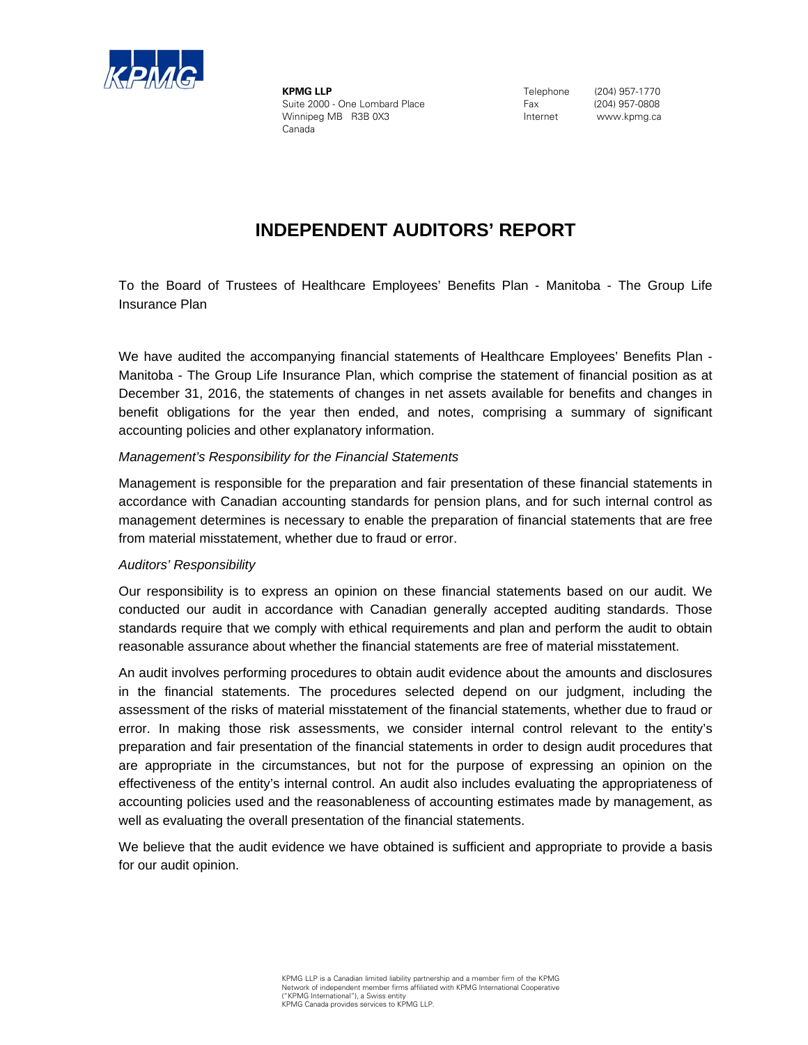**KPMG LLP**
Suite 2000 - One Lombard Place
Winnipeg MB R3B 0X3
Canada

Telephone (204) 957-1770
Fax (204) 957-0808
Internet www.kpmg.ca

# INDEPENDENT AUDITORS' REPORT

To the Board of Trustees of Healthcare Employees' Benefits Plan - Manitoba - The Group Life Insurance Plan

We have audited the accompanying financial statements of Healthcare Employees' Benefits Plan - Manitoba - The Group Life Insurance Plan, which comprise the statement of financial position as at December 31, 2016, the statements of changes in net assets available for benefits and changes in benefit obligations for the year then ended, and notes, comprising a summary of significant accounting policies and other explanatory information.

*Management's Responsibility for the Financial Statements*

Management is responsible for the preparation and fair presentation of these financial statements in accordance with Canadian accounting standards for pension plans, and for such internal control as management determines is necessary to enable the preparation of financial statements that are free from material misstatement, whether due to fraud or error.

*Auditors' Responsibility*

Our responsibility is to express an opinion on these financial statements based on our audit. We conducted our audit in accordance with Canadian generally accepted auditing standards. Those standards require that we comply with ethical requirements and plan and perform the audit to obtain reasonable assurance about whether the financial statements are free of material misstatement.

An audit involves performing procedures to obtain audit evidence about the amounts and disclosures in the financial statements. The procedures selected depend on our judgment, including the assessment of the risks of material misstatement of the financial statements, whether due to fraud or error. In making those risk assessments, we consider internal control relevant to the entity's preparation and fair presentation of the financial statements in order to design audit procedures that are appropriate in the circumstances, but not for the purpose of expressing an opinion on the effectiveness of the entity's internal control. An audit also includes evaluating the appropriateness of accounting policies used and the reasonableness of accounting estimates made by management, as well as evaluating the overall presentation of the financial statements.

We believe that the audit evidence we have obtained is sufficient and appropriate to provide a basis for our audit opinion.

KPMG LLP is a Canadian limited liability partnership and a member firm of the KPMG Network of independent member firms affiliated with KPMG International Cooperative ("KPMG International"), a Swiss entity
KPMG Canada provides services to KPMG LLP.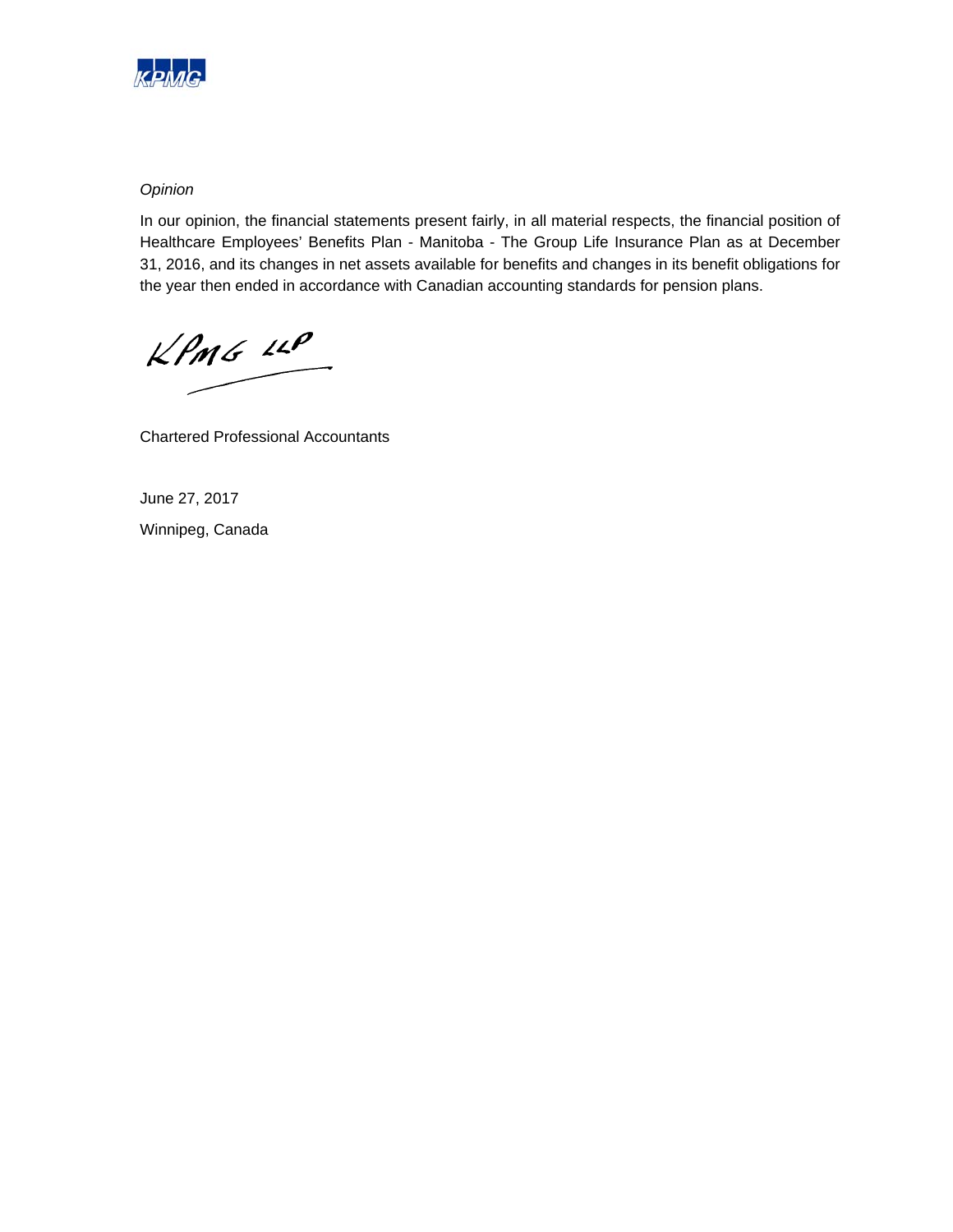*Opinion*

In our opinion, the financial statements present fairly, in all material respects, the financial position of Healthcare Employees' Benefits Plan - Manitoba - The Group Life Insurance Plan as at December 31, 2016, and its changes in net assets available for benefits and changes in its benefit obligations for the year then ended in accordance with Canadian accounting standards for pension plans.

KPMG LLP

Chartered Professional Accountants

June 27, 2017

Winnipeg, Canada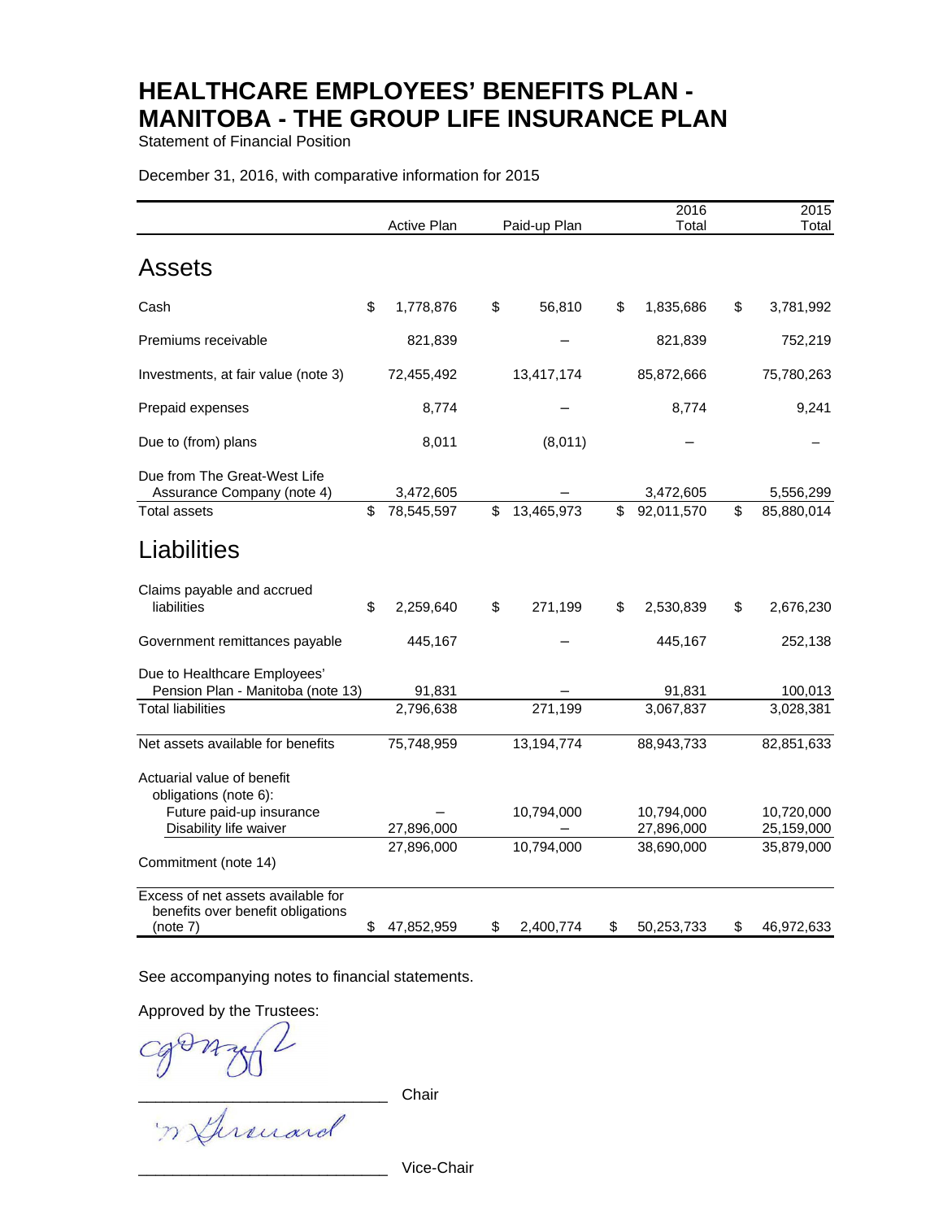# HEALTHCARE EMPLOYEES' BENEFITS PLAN - MANITOBA - THE GROUP LIFE INSURANCE PLAN

Statement of Financial Position

December 31, 2016, with comparative information for 2015

| | Active Plan | Paid-up Plan | 2016 Total | 2015 Total |
|---|---|---|---|---|
| **Assets** | | | | |
| Cash | $ 1,778,876 | $ 56,810 | $ 1,835,686 | $ 3,781,992 |
| Premiums receivable | 821,839 | – | 821,839 | 752,219 |
| Investments, at fair value (note 3) | 72,455,492 | 13,417,174 | 85,872,666 | 75,780,263 |
| Prepaid expenses | 8,774 | – | 8,774 | 9,241 |
| Due to (from) plans | 8,011 | (8,011) | – | – |
| Due from The Great-West Life Assurance Company (note 4) | 3,472,605 | – | 3,472,605 | 5,556,299 |
| Total assets | $ 78,545,597 | $ 13,465,973 | $ 92,011,570 | $ 85,880,014 |
| **Liabilities** | | | | |
| Claims payable and accrued liabilities | $ 2,259,640 | $ 271,199 | $ 2,530,839 | $ 2,676,230 |
| Government remittances payable | 445,167 | – | 445,167 | 252,138 |
| Due to Healthcare Employees' Pension Plan - Manitoba (note 13) | 91,831 | – | 91,831 | 100,013 |
| Total liabilities | 2,796,638 | 271,199 | 3,067,837 | 3,028,381 |
| Net assets available for benefits | 75,748,959 | 13,194,774 | 88,943,733 | 82,851,633 |
| Actuarial value of benefit obligations (note 6): | | | | |
| Future paid-up insurance | – | 10,794,000 | 10,794,000 | 10,720,000 |
| Disability life waiver | 27,896,000 | – | 27,896,000 | 25,159,000 |
| | 27,896,000 | 10,794,000 | 38,690,000 | 35,879,000 |
| Commitment (note 14) | | | | |
| Excess of net assets available for benefits over benefit obligations (note 7) | $ 47,852,959 | $ 2,400,774 | $ 50,253,733 | $ 46,972,633 |

See accompanying notes to financial statements.

Approved by the Trustees:

_____________________________ Chair

_____________________________ Vice-Chair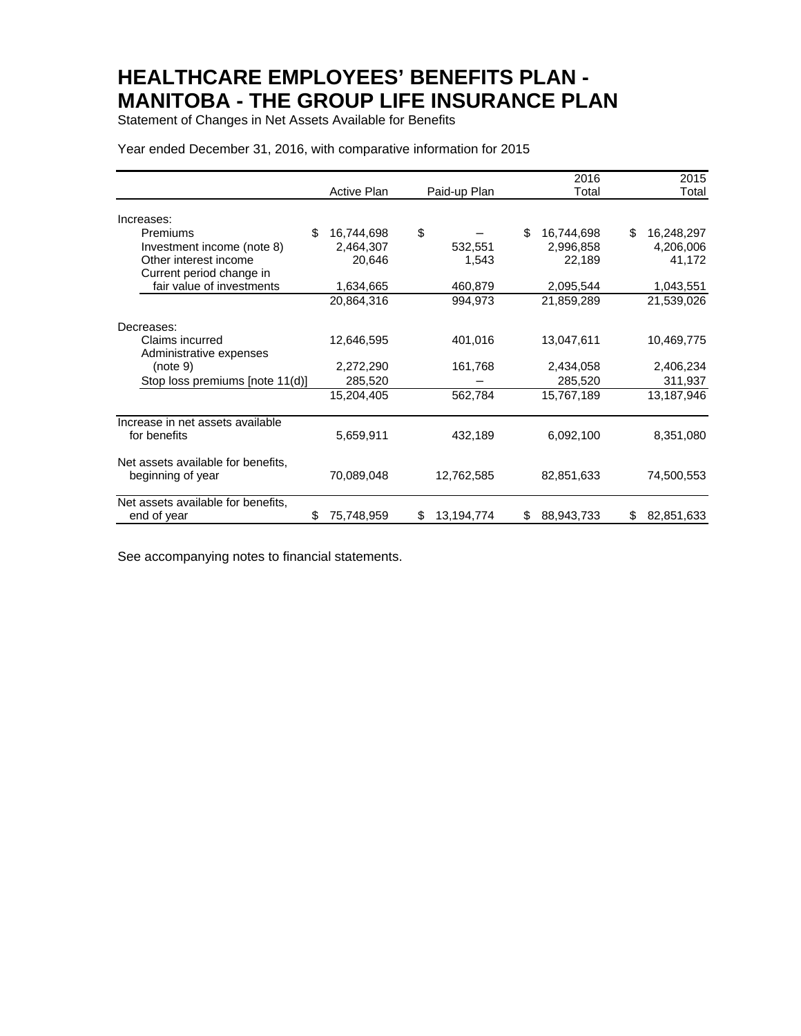# HEALTHCARE EMPLOYEES' BENEFITS PLAN - MANITOBA - THE GROUP LIFE INSURANCE PLAN

Statement of Changes in Net Assets Available for Benefits

Year ended December 31, 2016, with comparative information for 2015

| | Active Plan | Paid-up Plan | 2016 Total | 2015 Total |
|---|---|---|---|---|
| Increases: | | | | |
| Premiums | $ 16,744,698 | $ – | $ 16,744,698 | $ 16,248,297 |
| Investment income (note 8) | 2,464,307 | 532,551 | 2,996,858 | 4,206,006 |
| Other interest income | 20,646 | 1,543 | 22,189 | 41,172 |
| Current period change in fair value of investments | 1,634,665 | 460,879 | 2,095,544 | 1,043,551 |
| | 20,864,316 | 994,973 | 21,859,289 | 21,539,026 |
| Decreases: | | | | |
| Claims incurred | 12,646,595 | 401,016 | 13,047,611 | 10,469,775 |
| Administrative expenses (note 9) | 2,272,290 | 161,768 | 2,434,058 | 2,406,234 |
| Stop loss premiums [note 11(d)] | 285,520 | – | 285,520 | 311,937 |
| | 15,204,405 | 562,784 | 15,767,189 | 13,187,946 |
| Increase in net assets available for benefits | 5,659,911 | 432,189 | 6,092,100 | 8,351,080 |
| Net assets available for benefits, beginning of year | 70,089,048 | 12,762,585 | 82,851,633 | 74,500,553 |
| Net assets available for benefits, end of year | $ 75,748,959 | $ 13,194,774 | $ 88,943,733 | $ 82,851,633 |

See accompanying notes to financial statements.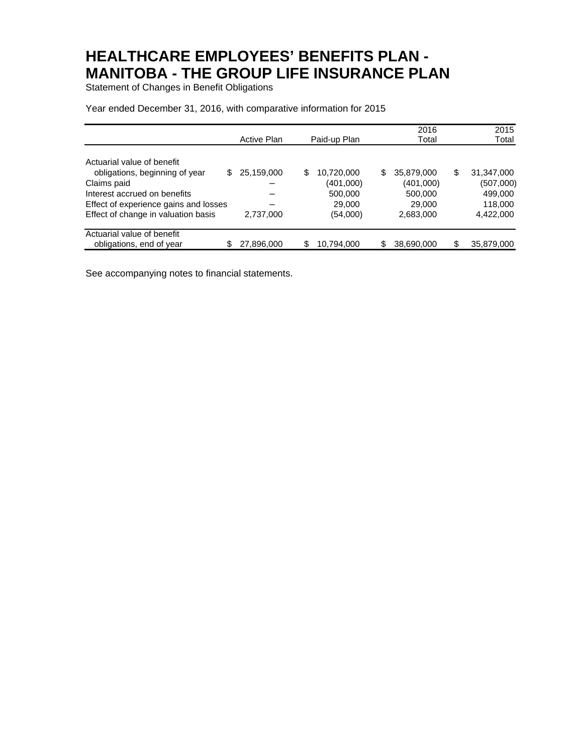# HEALTHCARE EMPLOYEES' BENEFITS PLAN - MANITOBA - THE GROUP LIFE INSURANCE PLAN

Statement of Changes in Benefit Obligations

Year ended December 31, 2016, with comparative information for 2015

| | Active Plan | Paid-up Plan | 2016 Total | 2015 Total |
|---|---|---|---|---|
| Actuarial value of benefit obligations, beginning of year | $ 25,159,000 | $ 10,720,000 | $ 35,879,000 | $ 31,347,000 |
| Claims paid | – | (401,000) | (401,000) | (507,000) |
| Interest accrued on benefits | – | 500,000 | 500,000 | 499,000 |
| Effect of experience gains and losses | – | 29,000 | 29,000 | 118,000 |
| Effect of change in valuation basis | 2,737,000 | (54,000) | 2,683,000 | 4,422,000 |
| Actuarial value of benefit obligations, end of year | $ 27,896,000 | $ 10,794,000 | $ 38,690,000 | $ 35,879,000 |

See accompanying notes to financial statements.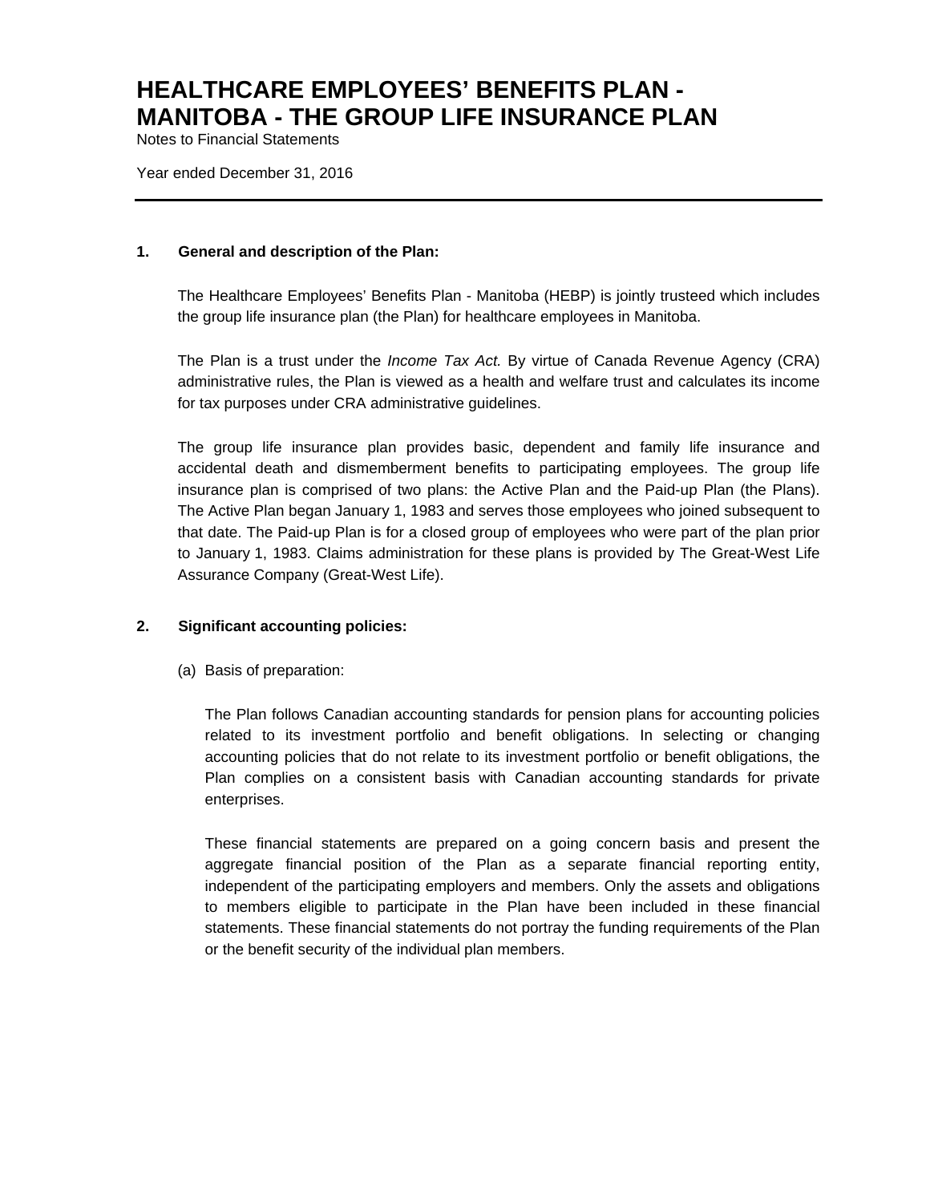# HEALTHCARE EMPLOYEES' BENEFITS PLAN - MANITOBA - THE GROUP LIFE INSURANCE PLAN

Notes to Financial Statements

Year ended December 31, 2016

---

## 1. General and description of the Plan:

The Healthcare Employees' Benefits Plan - Manitoba (HEBP) is jointly trusteed which includes the group life insurance plan (the Plan) for healthcare employees in Manitoba.

The Plan is a trust under the *Income Tax Act.* By virtue of Canada Revenue Agency (CRA) administrative rules, the Plan is viewed as a health and welfare trust and calculates its income for tax purposes under CRA administrative guidelines.

The group life insurance plan provides basic, dependent and family life insurance and accidental death and dismemberment benefits to participating employees. The group life insurance plan is comprised of two plans: the Active Plan and the Paid-up Plan (the Plans). The Active Plan began January 1, 1983 and serves those employees who joined subsequent to that date. The Paid-up Plan is for a closed group of employees who were part of the plan prior to January 1, 1983. Claims administration for these plans is provided by The Great-West Life Assurance Company (Great-West Life).

## 2. Significant accounting policies:

(a) Basis of preparation:

The Plan follows Canadian accounting standards for pension plans for accounting policies related to its investment portfolio and benefit obligations. In selecting or changing accounting policies that do not relate to its investment portfolio or benefit obligations, the Plan complies on a consistent basis with Canadian accounting standards for private enterprises.

These financial statements are prepared on a going concern basis and present the aggregate financial position of the Plan as a separate financial reporting entity, independent of the participating employers and members. Only the assets and obligations to members eligible to participate in the Plan have been included in these financial statements. These financial statements do not portray the funding requirements of the Plan or the benefit security of the individual plan members.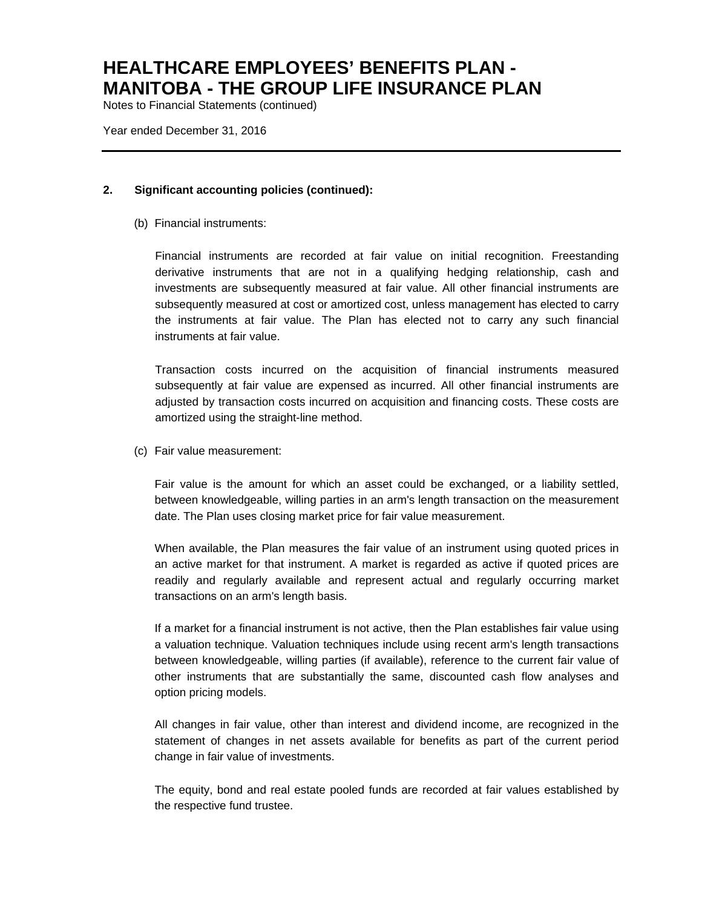## 2. Significant accounting policies (continued):

(b) Financial instruments:

Financial instruments are recorded at fair value on initial recognition. Freestanding derivative instruments that are not in a qualifying hedging relationship, cash and investments are subsequently measured at fair value. All other financial instruments are subsequently measured at cost or amortized cost, unless management has elected to carry the instruments at fair value. The Plan has elected not to carry any such financial instruments at fair value.

Transaction costs incurred on the acquisition of financial instruments measured subsequently at fair value are expensed as incurred. All other financial instruments are adjusted by transaction costs incurred on acquisition and financing costs. These costs are amortized using the straight-line method.

(c) Fair value measurement:

Fair value is the amount for which an asset could be exchanged, or a liability settled, between knowledgeable, willing parties in an arm's length transaction on the measurement date. The Plan uses closing market price for fair value measurement.

When available, the Plan measures the fair value of an instrument using quoted prices in an active market for that instrument. A market is regarded as active if quoted prices are readily and regularly available and represent actual and regularly occurring market transactions on an arm's length basis.

If a market for a financial instrument is not active, then the Plan establishes fair value using a valuation technique. Valuation techniques include using recent arm's length transactions between knowledgeable, willing parties (if available), reference to the current fair value of other instruments that are substantially the same, discounted cash flow analyses and option pricing models.

All changes in fair value, other than interest and dividend income, are recognized in the statement of changes in net assets available for benefits as part of the current period change in fair value of investments.

The equity, bond and real estate pooled funds are recorded at fair values established by the respective fund trustee.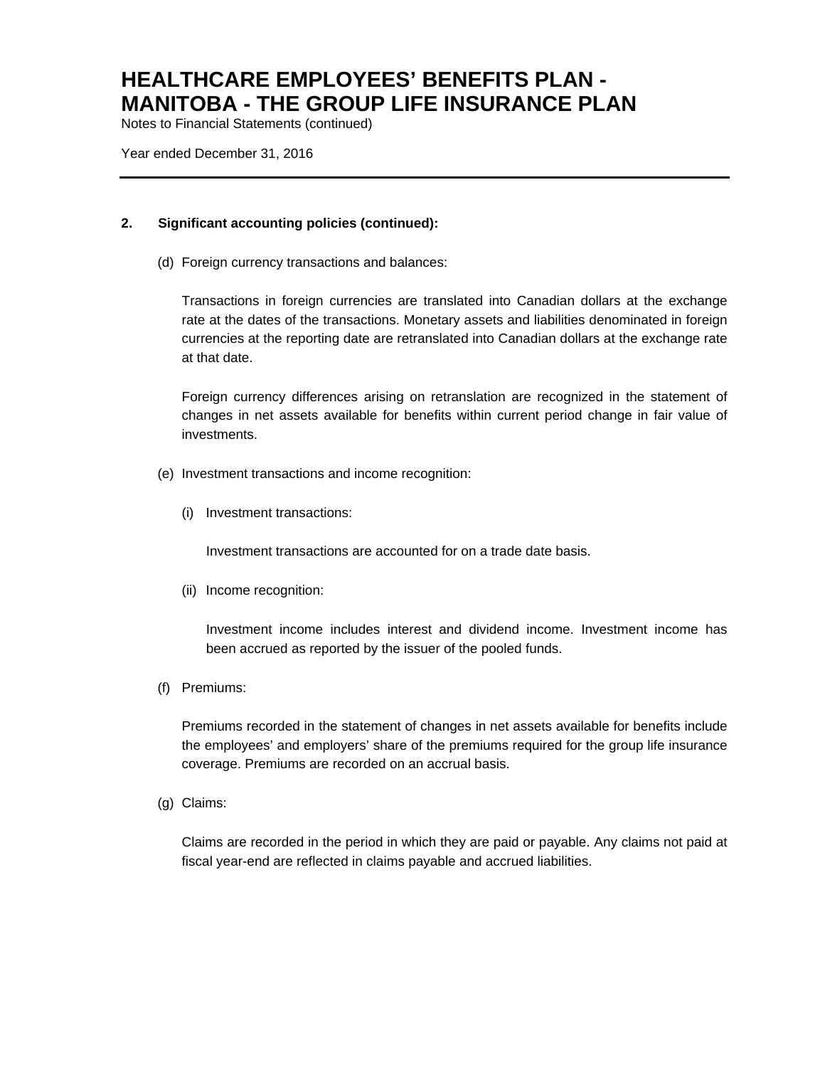## 2. Significant accounting policies (continued):

(d) Foreign currency transactions and balances:

Transactions in foreign currencies are translated into Canadian dollars at the exchange rate at the dates of the transactions. Monetary assets and liabilities denominated in foreign currencies at the reporting date are retranslated into Canadian dollars at the exchange rate at that date.

Foreign currency differences arising on retranslation are recognized in the statement of changes in net assets available for benefits within current period change in fair value of investments.

(e) Investment transactions and income recognition:

(i) Investment transactions:

Investment transactions are accounted for on a trade date basis.

(ii) Income recognition:

Investment income includes interest and dividend income. Investment income has been accrued as reported by the issuer of the pooled funds.

(f) Premiums:

Premiums recorded in the statement of changes in net assets available for benefits include the employees' and employers' share of the premiums required for the group life insurance coverage. Premiums are recorded on an accrual basis.

(g) Claims:

Claims are recorded in the period in which they are paid or payable. Any claims not paid at fiscal year-end are reflected in claims payable and accrued liabilities.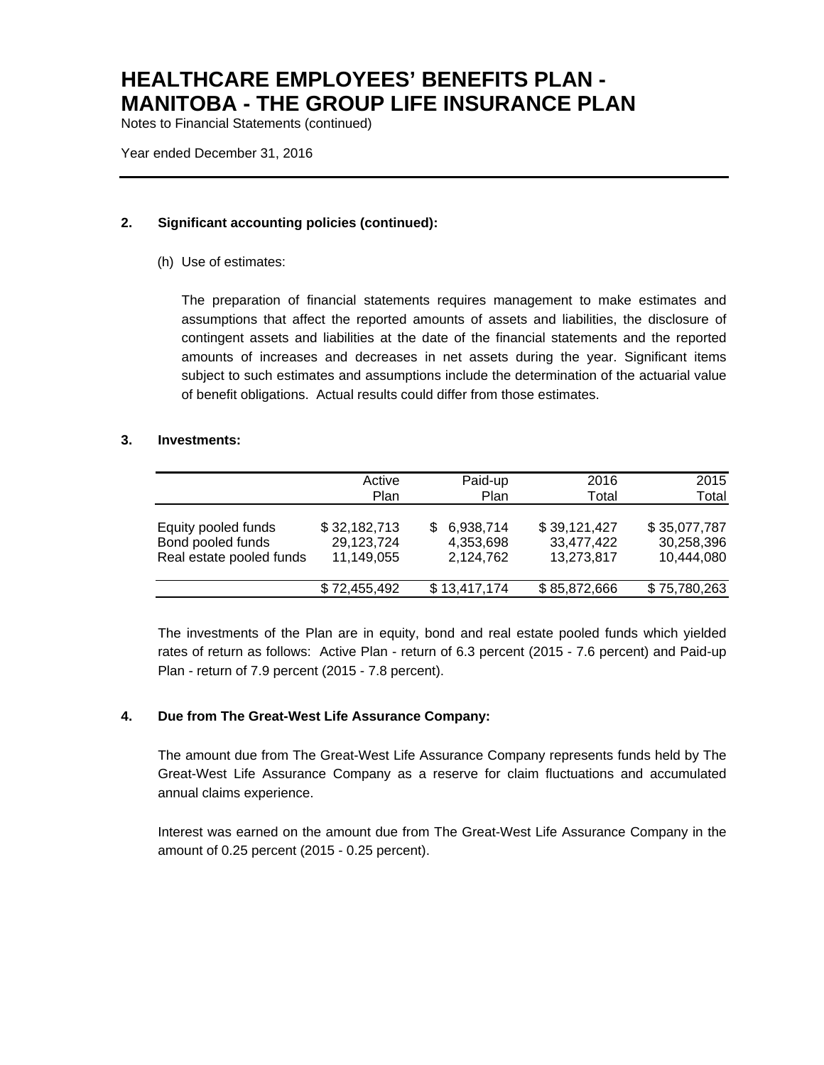# HEALTHCARE EMPLOYEES' BENEFITS PLAN - MANITOBA - THE GROUP LIFE INSURANCE PLAN

Notes to Financial Statements (continued)

Year ended December 31, 2016

## 2. Significant accounting policies (continued):

(h) Use of estimates:

The preparation of financial statements requires management to make estimates and assumptions that affect the reported amounts of assets and liabilities, the disclosure of contingent assets and liabilities at the date of the financial statements and the reported amounts of increases and decreases in net assets during the year. Significant items subject to such estimates and assumptions include the determination of the actuarial value of benefit obligations. Actual results could differ from those estimates.

## 3. Investments:

| | Active Plan | Paid-up Plan | 2016 Total | 2015 Total |
|---|---|---|---|---|
| Equity pooled funds | $ 32,182,713 | $ 6,938,714 | $ 39,121,427 | $ 35,077,787 |
| Bond pooled funds | 29,123,724 | 4,353,698 | 33,477,422 | 30,258,396 |
| Real estate pooled funds | 11,149,055 | 2,124,762 | 13,273,817 | 10,444,080 |
| | $ 72,455,492 | $ 13,417,174 | $ 85,872,666 | $ 75,780,263 |

The investments of the Plan are in equity, bond and real estate pooled funds which yielded rates of return as follows: Active Plan - return of 6.3 percent (2015 - 7.6 percent) and Paid-up Plan - return of 7.9 percent (2015 - 7.8 percent).

## 4. Due from The Great-West Life Assurance Company:

The amount due from The Great-West Life Assurance Company represents funds held by The Great-West Life Assurance Company as a reserve for claim fluctuations and accumulated annual claims experience.

Interest was earned on the amount due from The Great-West Life Assurance Company in the amount of 0.25 percent (2015 - 0.25 percent).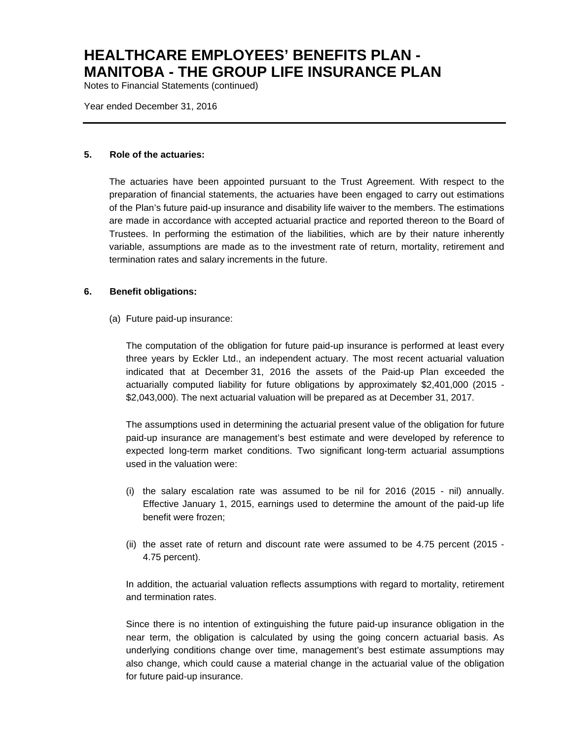# HEALTHCARE EMPLOYEES' BENEFITS PLAN - MANITOBA - THE GROUP LIFE INSURANCE PLAN

Notes to Financial Statements (continued)

Year ended December 31, 2016

---

**5. Role of the actuaries:**

The actuaries have been appointed pursuant to the Trust Agreement. With respect to the preparation of financial statements, the actuaries have been engaged to carry out estimations of the Plan's future paid-up insurance and disability life waiver to the members. The estimations are made in accordance with accepted actuarial practice and reported thereon to the Board of Trustees. In performing the estimation of the liabilities, which are by their nature inherently variable, assumptions are made as to the investment rate of return, mortality, retirement and termination rates and salary increments in the future.

**6. Benefit obligations:**

(a) Future paid-up insurance:

The computation of the obligation for future paid-up insurance is performed at least every three years by Eckler Ltd., an independent actuary. The most recent actuarial valuation indicated that at December 31, 2016 the assets of the Paid-up Plan exceeded the actuarially computed liability for future obligations by approximately $2,401,000 (2015 - $2,043,000). The next actuarial valuation will be prepared as at December 31, 2017.

The assumptions used in determining the actuarial present value of the obligation for future paid-up insurance are management's best estimate and were developed by reference to expected long-term market conditions. Two significant long-term actuarial assumptions used in the valuation were:

(i) the salary escalation rate was assumed to be nil for 2016 (2015 - nil) annually. Effective January 1, 2015, earnings used to determine the amount of the paid-up life benefit were frozen;

(ii) the asset rate of return and discount rate were assumed to be 4.75 percent (2015 - 4.75 percent).

In addition, the actuarial valuation reflects assumptions with regard to mortality, retirement and termination rates.

Since there is no intention of extinguishing the future paid-up insurance obligation in the near term, the obligation is calculated by using the going concern actuarial basis. As underlying conditions change over time, management's best estimate assumptions may also change, which could cause a material change in the actuarial value of the obligation for future paid-up insurance.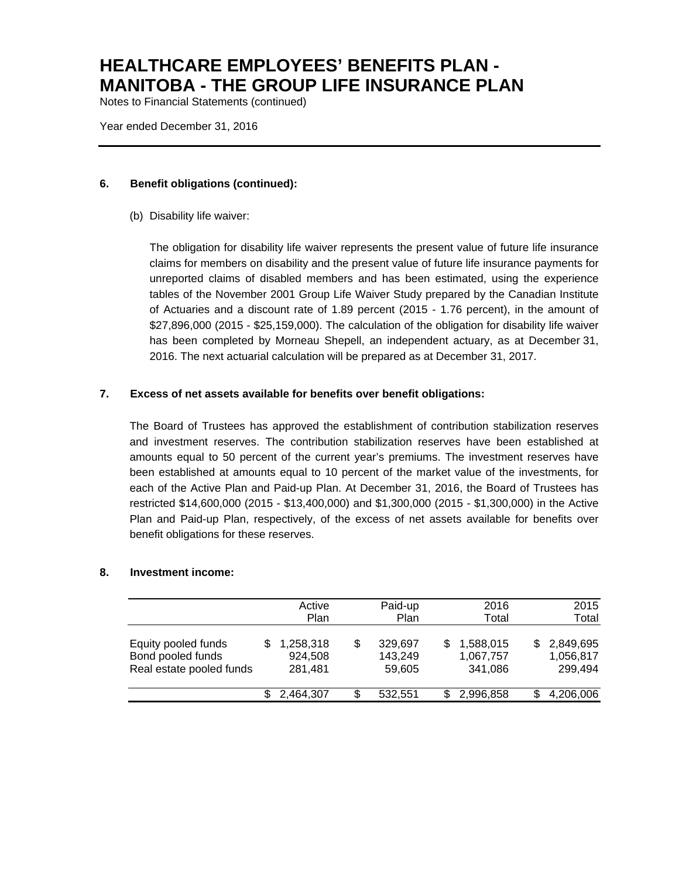# HEALTHCARE EMPLOYEES' BENEFITS PLAN - MANITOBA - THE GROUP LIFE INSURANCE PLAN

Notes to Financial Statements (continued)

Year ended December 31, 2016

### 6. Benefit obligations (continued):

(b) Disability life waiver:

The obligation for disability life waiver represents the present value of future life insurance claims for members on disability and the present value of future life insurance payments for unreported claims of disabled members and has been estimated, using the experience tables of the November 2001 Group Life Waiver Study prepared by the Canadian Institute of Actuaries and a discount rate of 1.89 percent (2015 - 1.76 percent), in the amount of $27,896,000 (2015 - $25,159,000). The calculation of the obligation for disability life waiver has been completed by Morneau Shepell, an independent actuary, as at December 31, 2016. The next actuarial calculation will be prepared as at December 31, 2017.

### 7. Excess of net assets available for benefits over benefit obligations:

The Board of Trustees has approved the establishment of contribution stabilization reserves and investment reserves. The contribution stabilization reserves have been established at amounts equal to 50 percent of the current year's premiums. The investment reserves have been established at amounts equal to 10 percent of the market value of the investments, for each of the Active Plan and Paid-up Plan. At December 31, 2016, the Board of Trustees has restricted $14,600,000 (2015 - $13,400,000) and $1,300,000 (2015 - $1,300,000) in the Active Plan and Paid-up Plan, respectively, of the excess of net assets available for benefits over benefit obligations for these reserves.

### 8. Investment income:

| | Active Plan | Paid-up Plan | 2016 Total | 2015 Total |
|---|---|---|---|---|
| Equity pooled funds | $ 1,258,318 | $ 329,697 | $ 1,588,015 | $ 2,849,695 |
| Bond pooled funds | 924,508 | 143,249 | 1,067,757 | 1,056,817 |
| Real estate pooled funds | 281,481 | 59,605 | 341,086 | 299,494 |
| | $ 2,464,307 | $ 532,551 | $ 2,996,858 | $ 4,206,006 |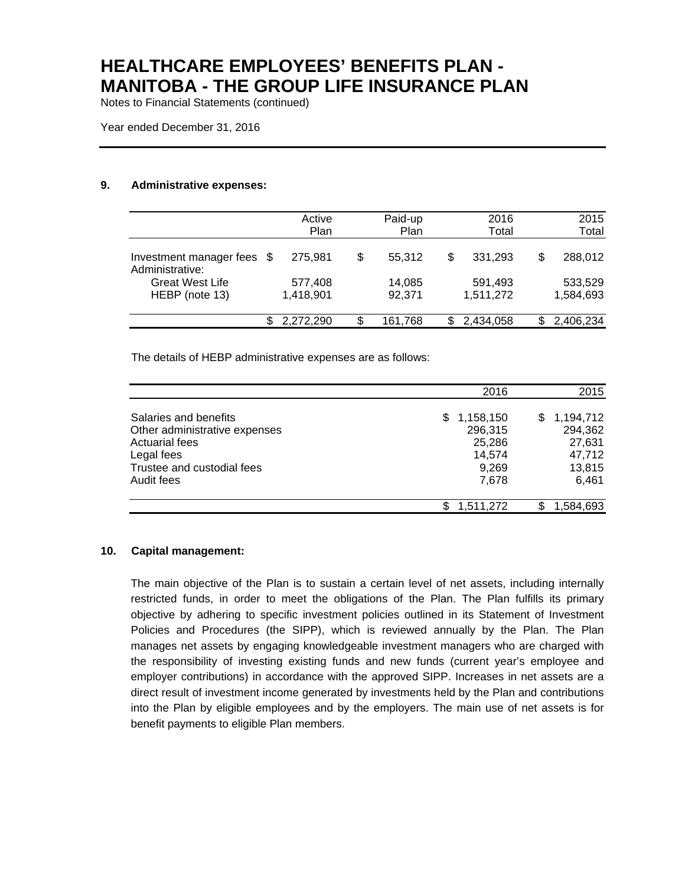# HEALTHCARE EMPLOYEES' BENEFITS PLAN - MANITOBA - THE GROUP LIFE INSURANCE PLAN

Notes to Financial Statements (continued)

Year ended December 31, 2016

## 9. Administrative expenses:

| | Active Plan | Paid-up Plan | 2016 Total | 2015 Total |
|---|---|---|---|---|
| Investment manager fees | $ 275,981 | $ 55,312 | $ 331,293 | $ 288,012 |
| Administrative: | | | | |
| Great West Life | 577,408 | 14,085 | 591,493 | 533,529 |
| HEBP (note 13) | 1,418,901 | 92,371 | 1,511,272 | 1,584,693 |
| | $ 2,272,290 | $ 161,768 | $ 2,434,058 | $ 2,406,234 |

The details of HEBP administrative expenses are as follows:

| | 2016 | 2015 |
|---|---|---|
| Salaries and benefits | $ 1,158,150 | $ 1,194,712 |
| Other administrative expenses | 296,315 | 294,362 |
| Actuarial fees | 25,286 | 27,631 |
| Legal fees | 14,574 | 47,712 |
| Trustee and custodial fees | 9,269 | 13,815 |
| Audit fees | 7,678 | 6,461 |
| | $ 1,511,272 | $ 1,584,693 |

## 10. Capital management:

The main objective of the Plan is to sustain a certain level of net assets, including internally restricted funds, in order to meet the obligations of the Plan. The Plan fulfills its primary objective by adhering to specific investment policies outlined in its Statement of Investment Policies and Procedures (the SIPP), which is reviewed annually by the Plan. The Plan manages net assets by engaging knowledgeable investment managers who are charged with the responsibility of investing existing funds and new funds (current year's employee and employer contributions) in accordance with the approved SIPP. Increases in net assets are a direct result of investment income generated by investments held by the Plan and contributions into the Plan by eligible employees and by the employers. The main use of net assets is for benefit payments to eligible Plan members.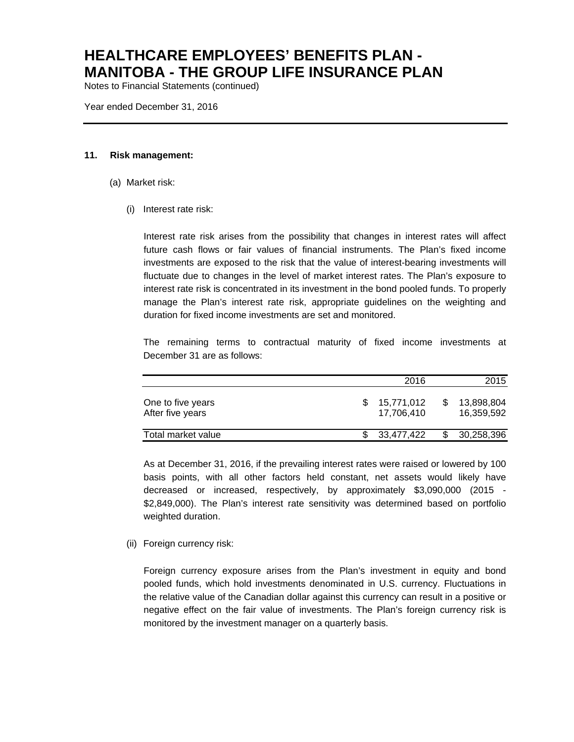# HEALTHCARE EMPLOYEES' BENEFITS PLAN - MANITOBA - THE GROUP LIFE INSURANCE PLAN

Notes to Financial Statements (continued)

Year ended December 31, 2016

## 11. Risk management:

(a) Market risk:

(i) Interest rate risk:

Interest rate risk arises from the possibility that changes in interest rates will affect future cash flows or fair values of financial instruments. The Plan's fixed income investments are exposed to the risk that the value of interest-bearing investments will fluctuate due to changes in the level of market interest rates. The Plan's exposure to interest rate risk is concentrated in its investment in the bond pooled funds. To properly manage the Plan's interest rate risk, appropriate guidelines on the weighting and duration for fixed income investments are set and monitored.

The remaining terms to contractual maturity of fixed income investments at December 31 are as follows:

| | 2016 | 2015 |
|---|---|---|
| One to five years | $ 15,771,012 | $ 13,898,804 |
| After five years | 17,706,410 | 16,359,592 |
| Total market value | $ 33,477,422 | $ 30,258,396 |

As at December 31, 2016, if the prevailing interest rates were raised or lowered by 100 basis points, with all other factors held constant, net assets would likely have decreased or increased, respectively, by approximately $3,090,000 (2015 - $2,849,000). The Plan's interest rate sensitivity was determined based on portfolio weighted duration.

(ii) Foreign currency risk:

Foreign currency exposure arises from the Plan's investment in equity and bond pooled funds, which hold investments denominated in U.S. currency. Fluctuations in the relative value of the Canadian dollar against this currency can result in a positive or negative effect on the fair value of investments. The Plan's foreign currency risk is monitored by the investment manager on a quarterly basis.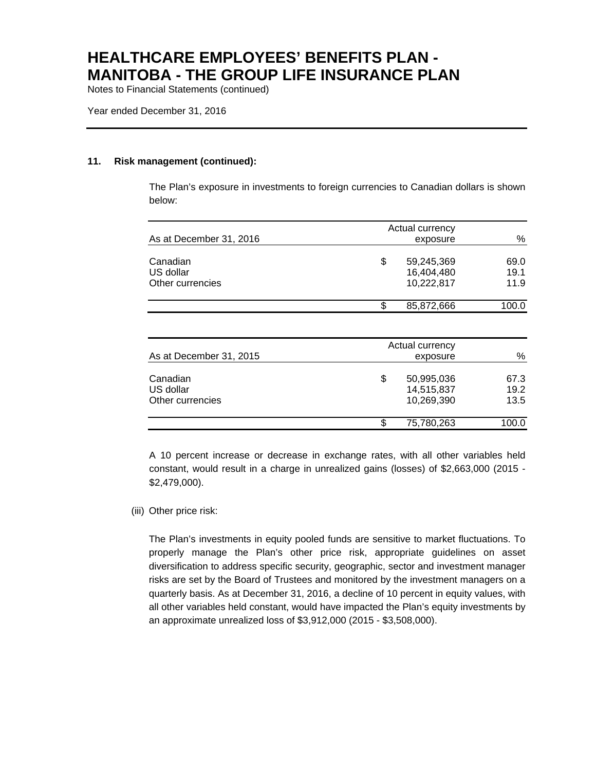# HEALTHCARE EMPLOYEES' BENEFITS PLAN - MANITOBA - THE GROUP LIFE INSURANCE PLAN

Notes to Financial Statements (continued)

Year ended December 31, 2016

## 11. Risk management (continued):

The Plan's exposure in investments to foreign currencies to Canadian dollars is shown below:

| As at December 31, 2016 | Actual currency exposure | % |
|---|---|---|
| Canadian | $ 59,245,369 | 69.0 |
| US dollar | 16,404,480 | 19.1 |
| Other currencies | 10,222,817 | 11.9 |
| | $ 85,872,666 | 100.0 |

| As at December 31, 2015 | Actual currency exposure | % |
|---|---|---|
| Canadian | $ 50,995,036 | 67.3 |
| US dollar | 14,515,837 | 19.2 |
| Other currencies | 10,269,390 | 13.5 |
| | $ 75,780,263 | 100.0 |

A 10 percent increase or decrease in exchange rates, with all other variables held constant, would result in a charge in unrealized gains (losses) of $2,663,000 (2015 - $2,479,000).

(iii) Other price risk:

The Plan's investments in equity pooled funds are sensitive to market fluctuations. To properly manage the Plan's other price risk, appropriate guidelines on asset diversification to address specific security, geographic, sector and investment manager risks are set by the Board of Trustees and monitored by the investment managers on a quarterly basis. As at December 31, 2016, a decline of 10 percent in equity values, with all other variables held constant, would have impacted the Plan's equity investments by an approximate unrealized loss of $3,912,000 (2015 - $3,508,000).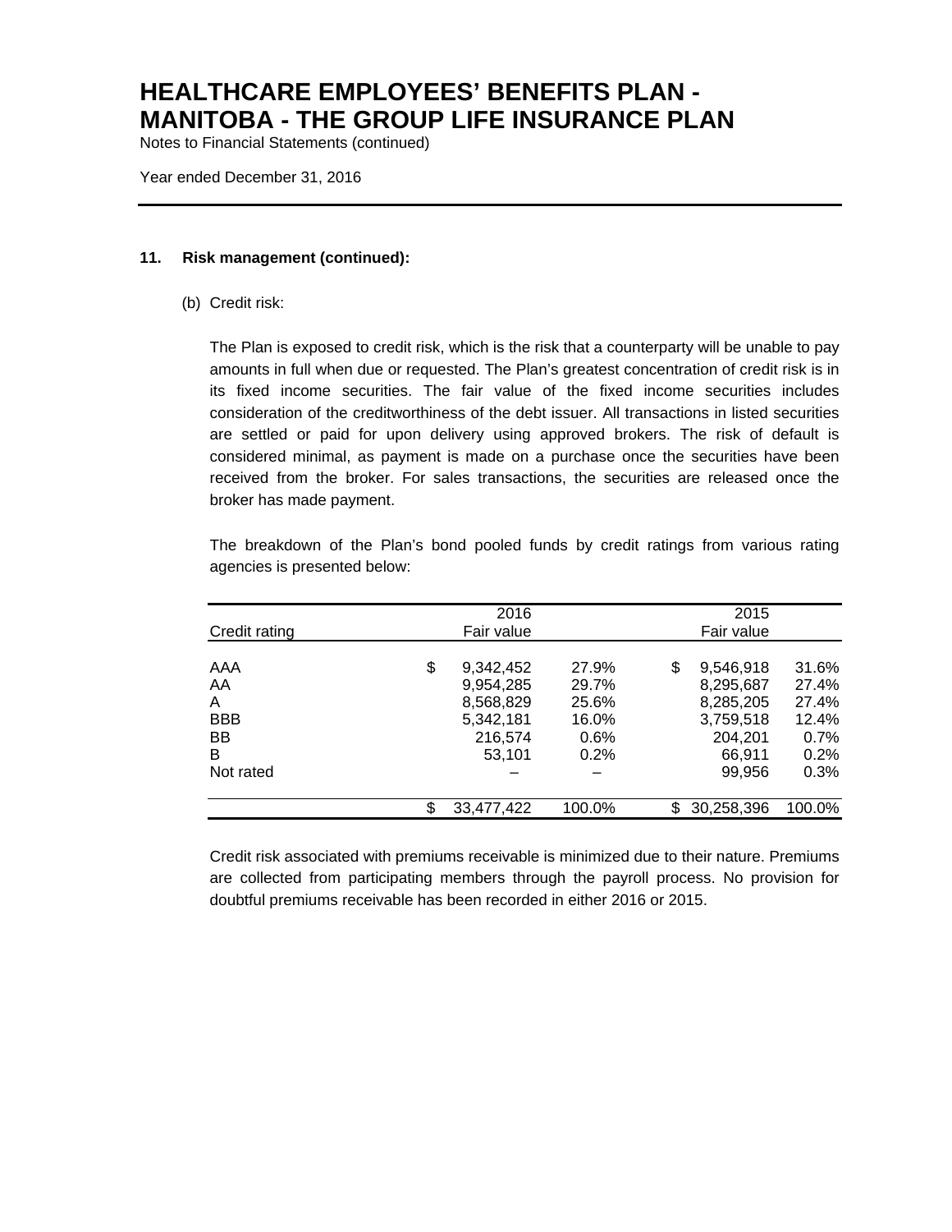# HEALTHCARE EMPLOYEES' BENEFITS PLAN - MANITOBA - THE GROUP LIFE INSURANCE PLAN

Notes to Financial Statements (continued)

Year ended December 31, 2016

**11. Risk management (continued):**

(b) Credit risk:

The Plan is exposed to credit risk, which is the risk that a counterparty will be unable to pay amounts in full when due or requested. The Plan's greatest concentration of credit risk is in its fixed income securities. The fair value of the fixed income securities includes consideration of the creditworthiness of the debt issuer. All transactions in listed securities are settled or paid for upon delivery using approved brokers. The risk of default is considered minimal, as payment is made on a purchase once the securities have been received from the broker. For sales transactions, the securities are released once the broker has made payment.

The breakdown of the Plan's bond pooled funds by credit ratings from various rating agencies is presented below:

| Credit rating | 2016 Fair value | | 2015 Fair value | |
|---|---|---|---|---|
| AAA | $ 9,342,452 | 27.9% | $ 9,546,918 | 31.6% |
| AA | 9,954,285 | 29.7% | 8,295,687 | 27.4% |
| A | 8,568,829 | 25.6% | 8,285,205 | 27.4% |
| BBB | 5,342,181 | 16.0% | 3,759,518 | 12.4% |
| BB | 216,574 | 0.6% | 204,201 | 0.7% |
| B | 53,101 | 0.2% | 66,911 | 0.2% |
| Not rated | – | – | 99,956 | 0.3% |
| | $ 33,477,422 | 100.0% | $ 30,258,396 | 100.0% |

Credit risk associated with premiums receivable is minimized due to their nature. Premiums are collected from participating members through the payroll process. No provision for doubtful premiums receivable has been recorded in either 2016 or 2015.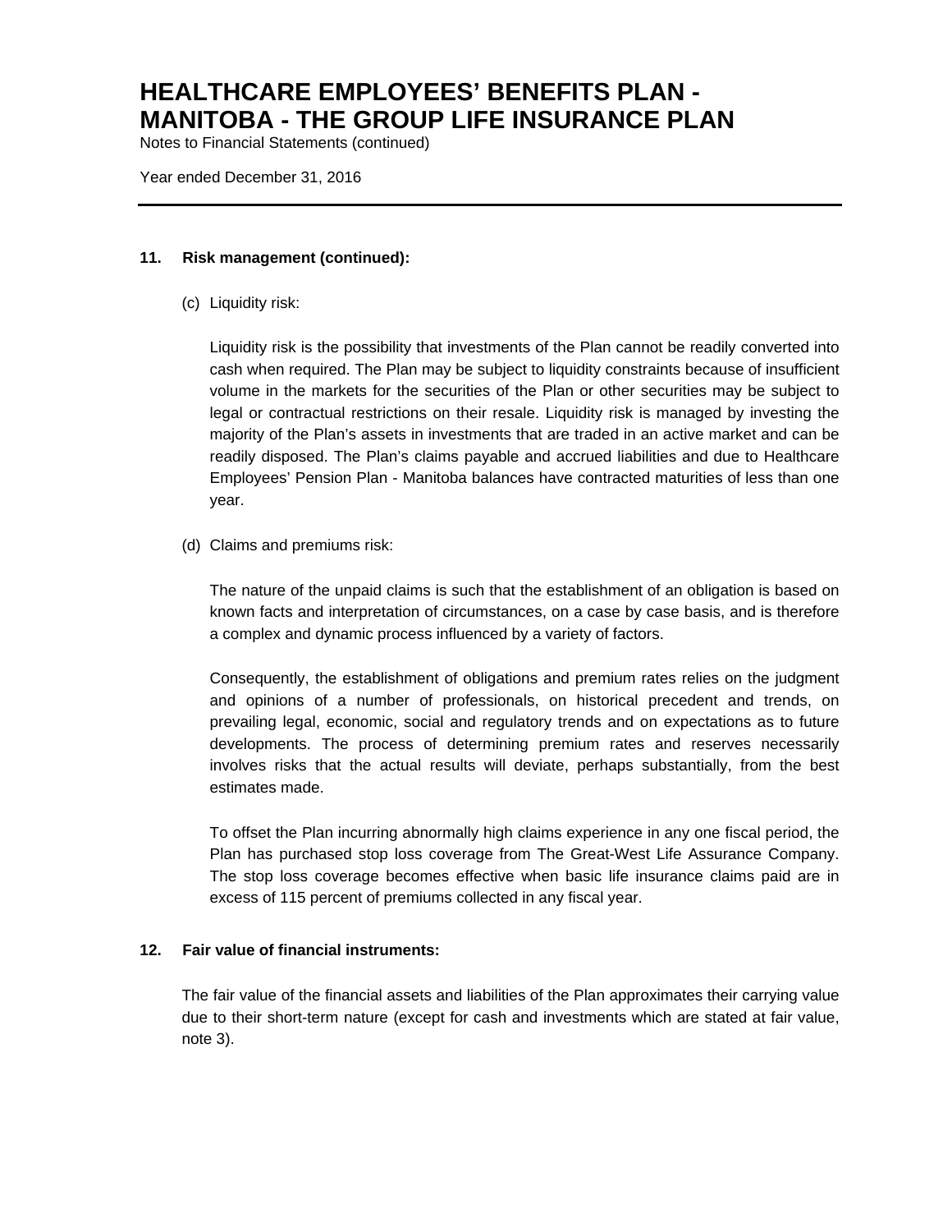### 11. Risk management (continued):

(c) Liquidity risk:

Liquidity risk is the possibility that investments of the Plan cannot be readily converted into cash when required. The Plan may be subject to liquidity constraints because of insufficient volume in the markets for the securities of the Plan or other securities may be subject to legal or contractual restrictions on their resale. Liquidity risk is managed by investing the majority of the Plan's assets in investments that are traded in an active market and can be readily disposed. The Plan's claims payable and accrued liabilities and due to Healthcare Employees' Pension Plan - Manitoba balances have contracted maturities of less than one year.

(d) Claims and premiums risk:

The nature of the unpaid claims is such that the establishment of an obligation is based on known facts and interpretation of circumstances, on a case by case basis, and is therefore a complex and dynamic process influenced by a variety of factors.

Consequently, the establishment of obligations and premium rates relies on the judgment and opinions of a number of professionals, on historical precedent and trends, on prevailing legal, economic, social and regulatory trends and on expectations as to future developments. The process of determining premium rates and reserves necessarily involves risks that the actual results will deviate, perhaps substantially, from the best estimates made.

To offset the Plan incurring abnormally high claims experience in any one fiscal period, the Plan has purchased stop loss coverage from The Great-West Life Assurance Company. The stop loss coverage becomes effective when basic life insurance claims paid are in excess of 115 percent of premiums collected in any fiscal year.

### 12. Fair value of financial instruments:

The fair value of the financial assets and liabilities of the Plan approximates their carrying value due to their short-term nature (except for cash and investments which are stated at fair value, note 3).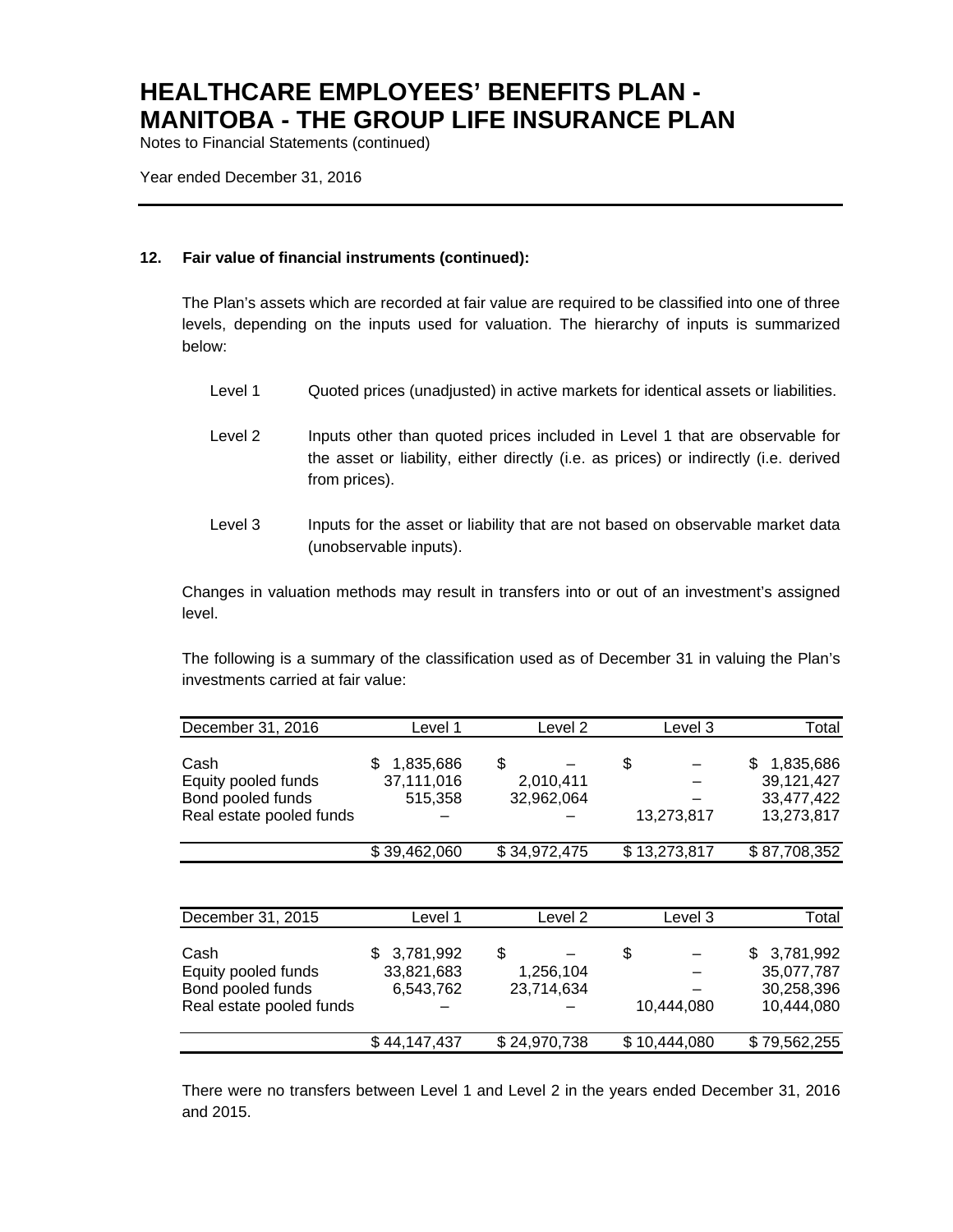## 12. Fair value of financial instruments (continued):

The Plan's assets which are recorded at fair value are required to be classified into one of three levels, depending on the inputs used for valuation. The hierarchy of inputs is summarized below:

Level 1 Quoted prices (unadjusted) in active markets for identical assets or liabilities.

Level 2 Inputs other than quoted prices included in Level 1 that are observable for the asset or liability, either directly (i.e. as prices) or indirectly (i.e. derived from prices).

Level 3 Inputs for the asset or liability that are not based on observable market data (unobservable inputs).

Changes in valuation methods may result in transfers into or out of an investment's assigned level.

The following is a summary of the classification used as of December 31 in valuing the Plan's investments carried at fair value:

| December 31, 2016 | Level 1 | Level 2 | Level 3 | Total |
|---|---|---|---|---|
| Cash | $ 1,835,686 | $ – | $ – | $ 1,835,686 |
| Equity pooled funds | 37,111,016 | 2,010,411 | – | 39,121,427 |
| Bond pooled funds | 515,358 | 32,962,064 | – | 33,477,422 |
| Real estate pooled funds | – | – | 13,273,817 | 13,273,817 |
| | $ 39,462,060 | $ 34,972,475 | $ 13,273,817 | $ 87,708,352 |

| December 31, 2015 | Level 1 | Level 2 | Level 3 | Total |
|---|---|---|---|---|
| Cash | $ 3,781,992 | $ – | $ – | $ 3,781,992 |
| Equity pooled funds | 33,821,683 | 1,256,104 | – | 35,077,787 |
| Bond pooled funds | 6,543,762 | 23,714,634 | – | 30,258,396 |
| Real estate pooled funds | – | – | 10,444,080 | 10,444,080 |
| | $ 44,147,437 | $ 24,970,738 | $ 10,444,080 | $ 79,562,255 |

There were no transfers between Level 1 and Level 2 in the years ended December 31, 2016 and 2015.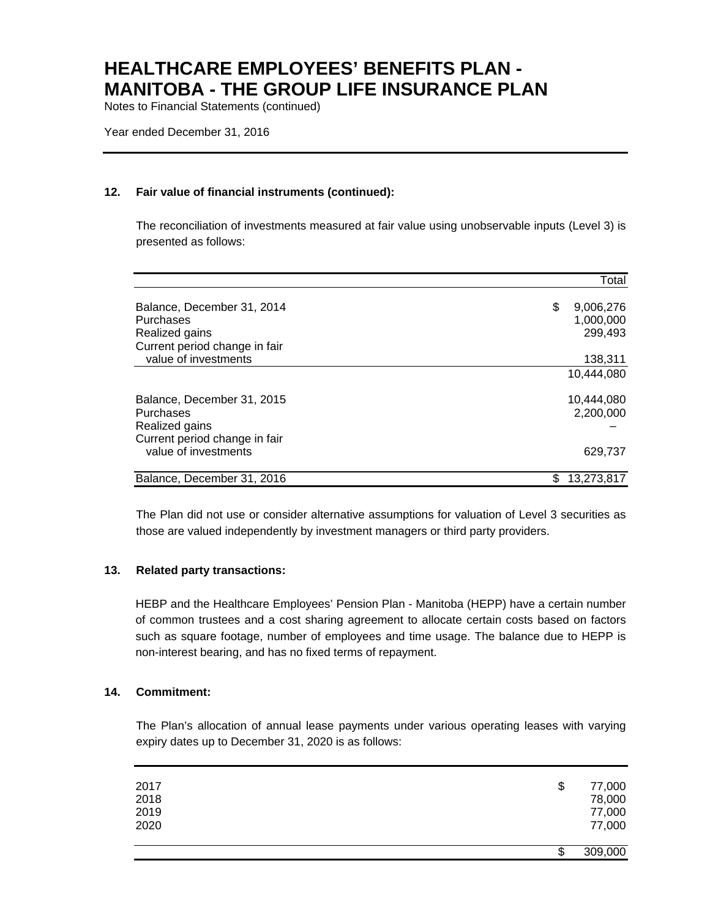# HEALTHCARE EMPLOYEES' BENEFITS PLAN - MANITOBA - THE GROUP LIFE INSURANCE PLAN

Notes to Financial Statements (continued)

Year ended December 31, 2016

**12. Fair value of financial instruments (continued):**

The reconciliation of investments measured at fair value using unobservable inputs (Level 3) is presented as follows:

| | Total |
|---|---|
| Balance, December 31, 2014 | $ 9,006,276 |
| Purchases | 1,000,000 |
| Realized gains | 299,493 |
| Current period change in fair value of investments | 138,311 |
| | 10,444,080 |
| Balance, December 31, 2015 | 10,444,080 |
| Purchases | 2,200,000 |
| Realized gains | – |
| Current period change in fair value of investments | 629,737 |
| Balance, December 31, 2016 | $ 13,273,817 |

The Plan did not use or consider alternative assumptions for valuation of Level 3 securities as those are valued independently by investment managers or third party providers.

**13. Related party transactions:**

HEBP and the Healthcare Employees' Pension Plan - Manitoba (HEPP) have a certain number of common trustees and a cost sharing agreement to allocate certain costs based on factors such as square footage, number of employees and time usage. The balance due to HEPP is non-interest bearing, and has no fixed terms of repayment.

**14. Commitment:**

The Plan's allocation of annual lease payments under various operating leases with varying expiry dates up to December 31, 2020 is as follows:

| | |
|---|---|
| 2017 | $ 77,000 |
| 2018 | 78,000 |
| 2019 | 77,000 |
| 2020 | 77,000 |
| | $ 309,000 |